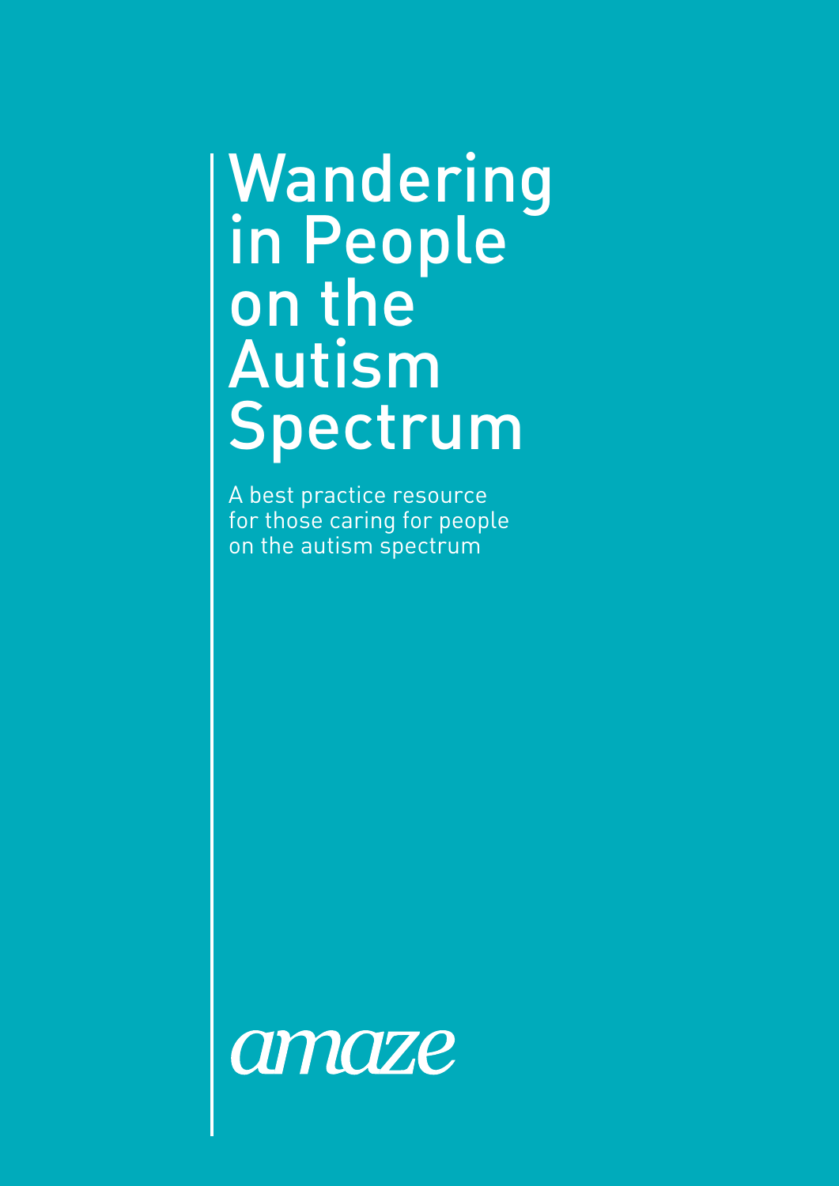# Wandering in People on the Autism Spectrum

A best practice resource for those caring for people on the autism spectrum

amaze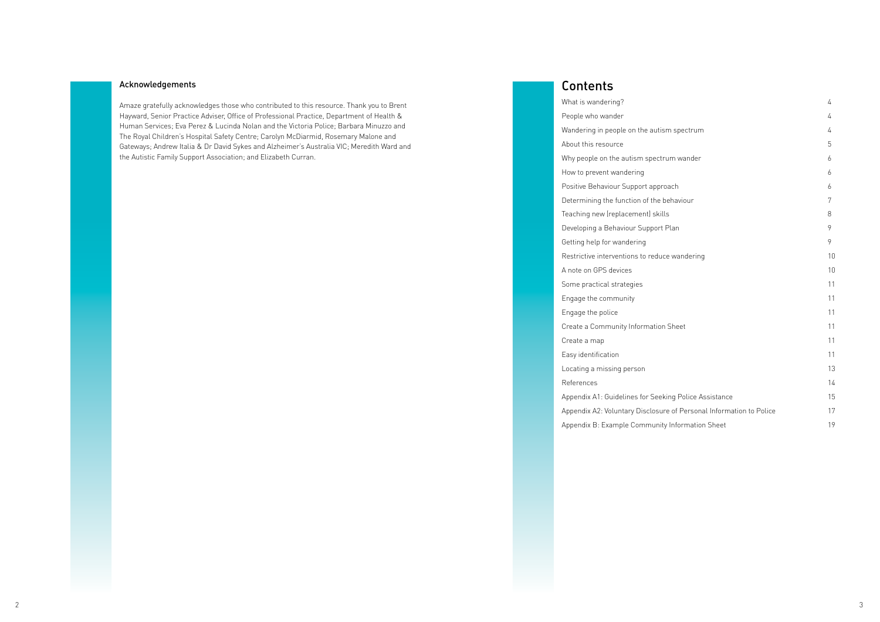## Acknowledgements

Amaze gratefully acknowledges those who contributed to this resource. Thank you to Brent Hayward, Senior Practice Adviser, Office of Professional Practice, Department of Health & Human Services; Eva Perez & Lucinda Nolan and the Victoria Police; Barbara Minuzzo and The Royal Children's Hospital Safety Centre; Carolyn McDiarmid, Rosemary Malone and Gateways; Andrew Italia & Dr David Sykes and Alzheimer's Australia VIC; Meredith Ward and the Autistic Family Support Association; and Elizabeth Curran.

# Contents

| | |
|---|---|
| What is wandering? | 4 |
| People who wander | 4 |
| Wandering in people on the autism spectrum | 4 |
| About this resource | 5 |
| Why people on the autism spectrum wander | 6 |
| How to prevent wandering | 6 |
| Positive Behaviour Support approach | 6 |
| Determining the function of the behaviour | 7 |
| Teaching new (replacement) skills | 8 |
| Developing a Behaviour Support Plan | 9 |
| Getting help for wandering | 9 |
| Restrictive interventions to reduce wandering | 10 |
| A note on GPS devices | 10 |
| Some practical strategies | 11 |
| Engage the community | 11 |
| Engage the police | 11 |
| Create a Community Information Sheet | 11 |
| Create a map | 11 |
| Easy identification | 11 |
| Locating a missing person | 13 |
| References | 14 |
| Appendix A1: Guidelines for Seeking Police Assistance | 15 |
| Appendix A2: Voluntary Disclosure of Personal Information to Police | 17 |
| Appendix B: Example Community Information Sheet | 19 |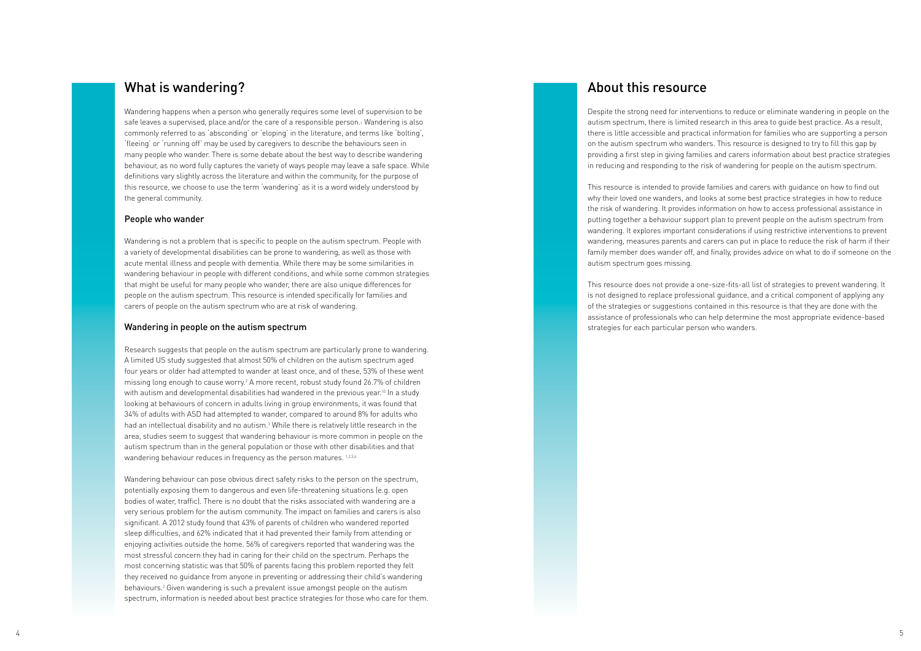# What is wandering?

Wandering happens when a person who generally requires some level of supervision to be safe leaves a supervised, place and/or the care of a responsible person.[1] Wandering is also commonly referred to as 'absconding' or 'eloping' in the literature, and terms like 'bolting', 'fleeing' or 'running off' may be used by caregivers to describe the behaviours seen in many people who wander. There is some debate about the best way to describe wandering behaviour, as no word fully captures the variety of ways people may leave a safe space. While definitions vary slightly across the literature and within the community, for the purpose of this resource, we choose to use the term 'wandering' as it is a word widely understood by the general community.

## People who wander

Wandering is not a problem that is specific to people on the autism spectrum. People with a variety of developmental disabilities can be prone to wandering, as well as those with acute mental illness and people with dementia. While there may be some similarities in wandering behaviour in people with different conditions, and while some common strategies that might be useful for many people who wander, there are also unique differences for people on the autism spectrum. This resource is intended specifically for families and carers of people on the autism spectrum who are at risk of wandering.

## Wandering in people on the autism spectrum

Research suggests that people on the autism spectrum are particularly prone to wandering. A limited US study suggested that almost 50% of children on the autism spectrum aged four years or older had attempted to wander at least once, and of these, 53% of these went missing long enough to cause worry.[2] A more recent, robust study found 26.7% of children with autism and developmental disabilities had wandered in the previous year.[10] In a study looking at behaviours of concern in adults living in group environments, it was found that 34% of adults with ASD had attempted to wander, compared to around 8% for adults who had an intellectual disability and no autism.[3] While there is relatively little research in the area, studies seem to suggest that wandering behaviour is more common in people on the autism spectrum than in the general population or those with other disabilities and that wandering behaviour reduces in frequency as the person matures.[1,2,3,4]

Wandering behaviour can pose obvious direct safety risks to the person on the spectrum, potentially exposing them to dangerous and even life-threatening situations (e.g. open bodies of water, traffic). There is no doubt that the risks associated with wandering are a very serious problem for the autism community. The impact on families and carers is also significant. A 2012 study found that 43% of parents of children who wandered reported sleep difficulties, and 62% indicated that it had prevented their family from attending or enjoying activities outside the home. 56% of caregivers reported that wandering was the most stressful concern they had in caring for their child on the spectrum. Perhaps the most concerning statistic was that 50% of parents facing this problem reported they felt they received no guidance from anyone in preventing or addressing their child's wandering behaviours.[2] Given wandering is such a prevalent issue amongst people on the autism spectrum, information is needed about best practice strategies for those who care for them.

# About this resource

Despite the strong need for interventions to reduce or eliminate wandering in people on the autism spectrum, there is limited research in this area to guide best practice. As a result, there is little accessible and practical information for families who are supporting a person on the autism spectrum who wanders. This resource is designed to try to fill this gap by providing a first step in giving families and carers information about best practice strategies in reducing and responding to the risk of wandering for people on the autism spectrum.

This resource is intended to provide families and carers with guidance on how to find out why their loved one wanders, and looks at some best practice strategies in how to reduce the risk of wandering. It provides information on how to access professional assistance in putting together a behaviour support plan to prevent people on the autism spectrum from wandering. It explores important considerations if using restrictive interventions to prevent wandering, measures parents and carers can put in place to reduce the risk of harm if their family member does wander off, and finally, provides advice on what to do if someone on the autism spectrum goes missing.

This resource does not provide a one-size-fits-all list of strategies to prevent wandering. It is not designed to replace professional guidance, and a critical component of applying any of the strategies or suggestions contained in this resource is that they are done with the assistance of professionals who can help determine the most appropriate evidence-based strategies for each particular person who wanders.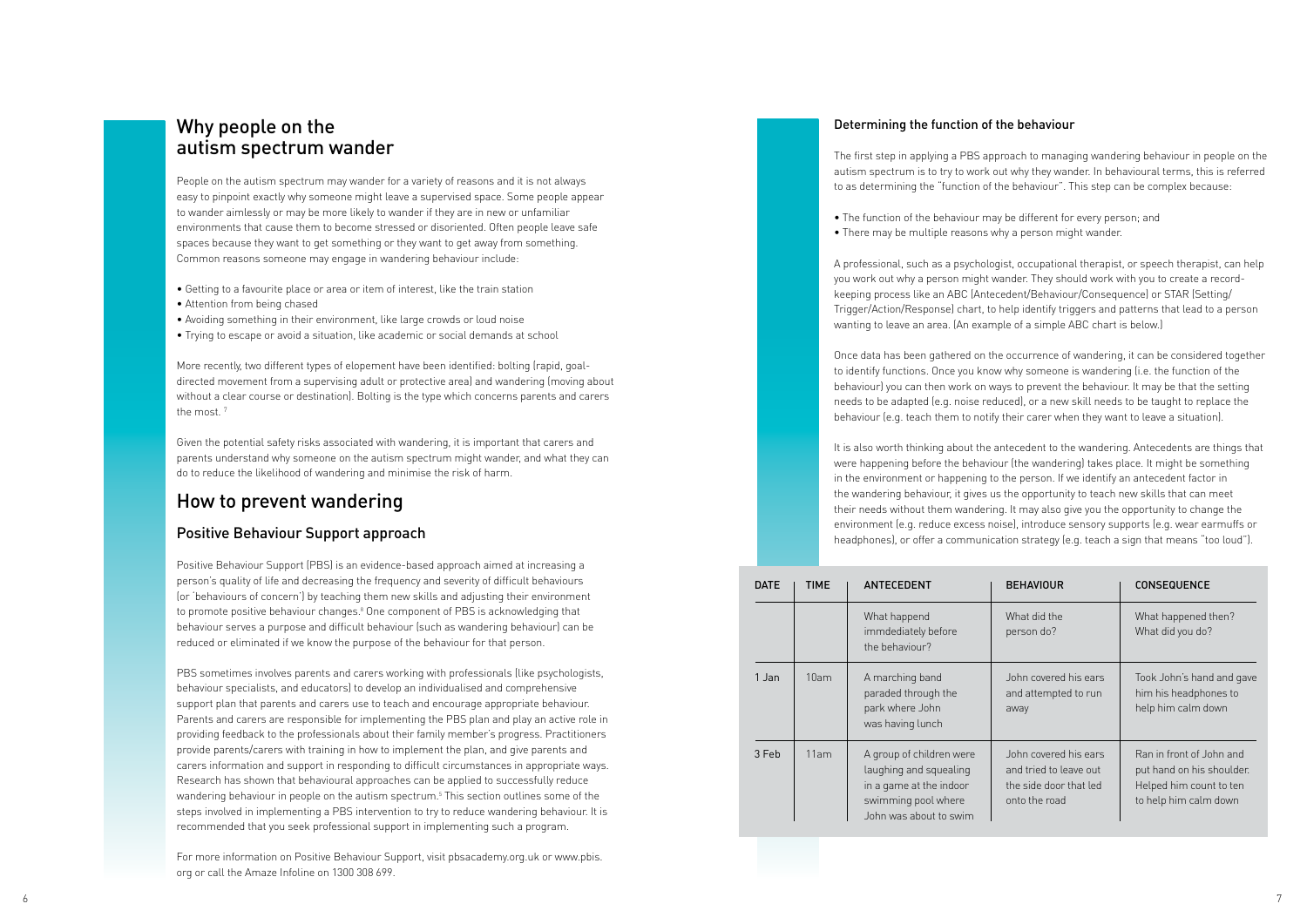# Why people on the autism spectrum wander

People on the autism spectrum may wander for a variety of reasons and it is not always easy to pinpoint exactly why someone might leave a supervised space. Some people appear to wander aimlessly or may be more likely to wander if they are in new or unfamiliar environments that cause them to become stressed or disoriented. Often people leave safe spaces because they want to get something or they want to get away from something. Common reasons someone may engage in wandering behaviour include:

- Getting to a favourite place or area or item of interest, like the train station
- Attention from being chased
- Avoiding something in their environment, like large crowds or loud noise
- Trying to escape or avoid a situation, like academic or social demands at school

More recently, two different types of elopement have been identified: bolting (rapid, goal-directed movement from a supervising adult or protective area) and wandering (moving about without a clear course or destination). Bolting is the type which concerns parents and carers the most. [7]

Given the potential safety risks associated with wandering, it is important that carers and parents understand why someone on the autism spectrum might wander, and what they can do to reduce the likelihood of wandering and minimise the risk of harm.

# How to prevent wandering

## Positive Behaviour Support approach

Positive Behaviour Support (PBS) is an evidence-based approach aimed at increasing a person's quality of life and decreasing the frequency and severity of difficult behaviours (or 'behaviours of concern') by teaching them new skills and adjusting their environment to promote positive behaviour changes.[8] One component of PBS is acknowledging that behaviour serves a purpose and difficult behaviour (such as wandering behaviour) can be reduced or eliminated if we know the purpose of the behaviour for that person.

PBS sometimes involves parents and carers working with professionals (like psychologists, behaviour specialists, and educators) to develop an individualised and comprehensive support plan that parents and carers use to teach and encourage appropriate behaviour. Parents and carers are responsible for implementing the PBS plan and play an active role in providing feedback to the professionals about their family member's progress. Practitioners provide parents/carers with training in how to implement the plan, and give parents and carers information and support in responding to difficult circumstances in appropriate ways. Research has shown that behavioural approaches can be applied to successfully reduce wandering behaviour in people on the autism spectrum.[5] This section outlines some of the steps involved in implementing a PBS intervention to try to reduce wandering behaviour. It is recommended that you seek professional support in implementing such a program.

For more information on Positive Behaviour Support, visit pbsacademy.org.uk or www.pbis.org or call the Amaze Infoline on 1300 308 699.

### Determining the function of the behaviour

The first step in applying a PBS approach to managing wandering behaviour in people on the autism spectrum is to try to work out why they wander. In behavioural terms, this is referred to as determining the "function of the behaviour". This step can be complex because:

- The function of the behaviour may be different for every person; and
- There may be multiple reasons why a person might wander.

A professional, such as a psychologist, occupational therapist, or speech therapist, can help you work out why a person might wander. They should work with you to create a record-keeping process like an ABC (Antecedent/Behaviour/Consequence) or STAR (Setting/Trigger/Action/Response) chart, to help identify triggers and patterns that lead to a person wanting to leave an area. (An example of a simple ABC chart is below.)

Once data has been gathered on the occurrence of wandering, it can be considered together to identify functions. Once you know why someone is wandering (i.e. the function of the behaviour) you can then work on ways to prevent the behaviour. It may be that the setting needs to be adapted (e.g. noise reduced), or a new skill needs to be taught to replace the behaviour (e.g. teach them to notify their carer when they want to leave a situation).

It is also worth thinking about the antecedent to the wandering. Antecedents are things that were happening before the behaviour (the wandering) takes place. It might be something in the environment or happening to the person. If we identify an antecedent factor in the wandering behaviour, it gives us the opportunity to teach new skills that can meet their needs without them wandering. It may also give you the opportunity to change the environment (e.g. reduce excess noise), introduce sensory supports (e.g. wear earmuffs or headphones), or offer a communication strategy (e.g. teach a sign that means "too loud").

| DATE | TIME | ANTECEDENT | BEHAVIOUR | CONSEQUENCE |
|---|---|---|---|---|
| | | What happend immdediately before the behaviour? | What did the person do? | What happened then? What did you do? |
| 1 Jan | 10am | A marching band paraded through the park where John was having lunch | John covered his ears and attempted to run away | Took John's hand and gave him his headphones to help him calm down |
| 3 Feb | 11am | A group of children were laughing and squealing in a game at the indoor swimming pool where John was about to swim | John covered his ears and tried to leave out the side door that led onto the road | Ran in front of John and put hand on his shoulder. Helped him count to ten to help him calm down |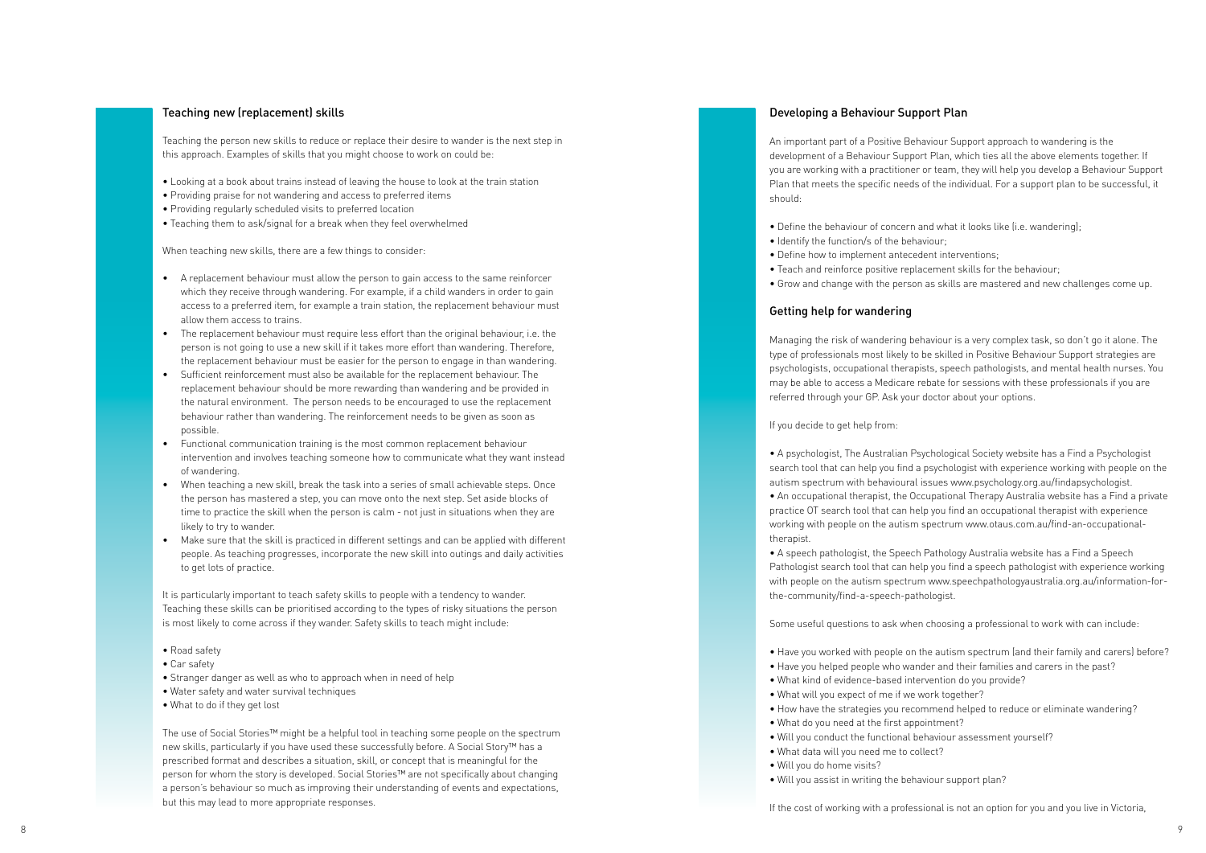## Teaching new (replacement) skills

Teaching the person new skills to reduce or replace their desire to wander is the next step in this approach. Examples of skills that you might choose to work on could be:

- Looking at a book about trains instead of leaving the house to look at the train station
- Providing praise for not wandering and access to preferred items
- Providing regularly scheduled visits to preferred location
- Teaching them to ask/signal for a break when they feel overwhelmed

When teaching new skills, there are a few things to consider:

- A replacement behaviour must allow the person to gain access to the same reinforcer which they receive through wandering. For example, if a child wanders in order to gain access to a preferred item, for example a train station, the replacement behaviour must allow them access to trains.
- The replacement behaviour must require less effort than the original behaviour, i.e. the person is not going to use a new skill if it takes more effort than wandering. Therefore, the replacement behaviour must be easier for the person to engage in than wandering.
- Sufficient reinforcement must also be available for the replacement behaviour. The replacement behaviour should be more rewarding than wandering and be provided in the natural environment. The person needs to be encouraged to use the replacement behaviour rather than wandering. The reinforcement needs to be given as soon as possible.
- Functional communication training is the most common replacement behaviour intervention and involves teaching someone how to communicate what they want instead of wandering.
- When teaching a new skill, break the task into a series of small achievable steps. Once the person has mastered a step, you can move onto the next step. Set aside blocks of time to practice the skill when the person is calm - not just in situations when they are likely to try to wander.
- Make sure that the skill is practiced in different settings and can be applied with different people. As teaching progresses, incorporate the new skill into outings and daily activities to get lots of practice.

It is particularly important to teach safety skills to people with a tendency to wander. Teaching these skills can be prioritised according to the types of risky situations the person is most likely to come across if they wander. Safety skills to teach might include:

- Road safety
- Car safety
- Stranger danger as well as who to approach when in need of help
- Water safety and water survival techniques
- What to do if they get lost

The use of Social Stories™ might be a helpful tool in teaching some people on the spectrum new skills, particularly if you have used these successfully before. A Social Story™ has a prescribed format and describes a situation, skill, or concept that is meaningful for the person for whom the story is developed. Social Stories™ are not specifically about changing a person's behaviour so much as improving their understanding of events and expectations, but this may lead to more appropriate responses.

## Developing a Behaviour Support Plan

An important part of a Positive Behaviour Support approach to wandering is the development of a Behaviour Support Plan, which ties all the above elements together. If you are working with a practitioner or team, they will help you develop a Behaviour Support Plan that meets the specific needs of the individual. For a support plan to be successful, it should:

- Define the behaviour of concern and what it looks like (i.e. wandering);
- Identify the function/s of the behaviour;
- Define how to implement antecedent interventions;
- Teach and reinforce positive replacement skills for the behaviour;
- Grow and change with the person as skills are mastered and new challenges come up.

## Getting help for wandering

Managing the risk of wandering behaviour is a very complex task, so don't go it alone. The type of professionals most likely to be skilled in Positive Behaviour Support strategies are psychologists, occupational therapists, speech pathologists, and mental health nurses. You may be able to access a Medicare rebate for sessions with these professionals if you are referred through your GP. Ask your doctor about your options.

If you decide to get help from:

- A psychologist, The Australian Psychological Society website has a Find a Psychologist search tool that can help you find a psychologist with experience working with people on the autism spectrum with behavioural issues www.psychology.org.au/findapsychologist.
- An occupational therapist, the Occupational Therapy Australia website has a Find a private practice OT search tool that can help you find an occupational therapist with experience working with people on the autism spectrum www.otaus.com.au/find-an-occupational-therapist.
- A speech pathologist, the Speech Pathology Australia website has a Find a Speech Pathologist search tool that can help you find a speech pathologist with experience working with people on the autism spectrum www.speechpathologyaustralia.org.au/information-for-the-community/find-a-speech-pathologist.

Some useful questions to ask when choosing a professional to work with can include:

- Have you worked with people on the autism spectrum (and their family and carers) before?
- Have you helped people who wander and their families and carers in the past?
- What kind of evidence-based intervention do you provide?
- What will you expect of me if we work together?
- How have the strategies you recommend helped to reduce or eliminate wandering?
- What do you need at the first appointment?
- Will you conduct the functional behaviour assessment yourself?
- What data will you need me to collect?
- Will you do home visits?
- Will you assist in writing the behaviour support plan?

If the cost of working with a professional is not an option for you and you live in Victoria,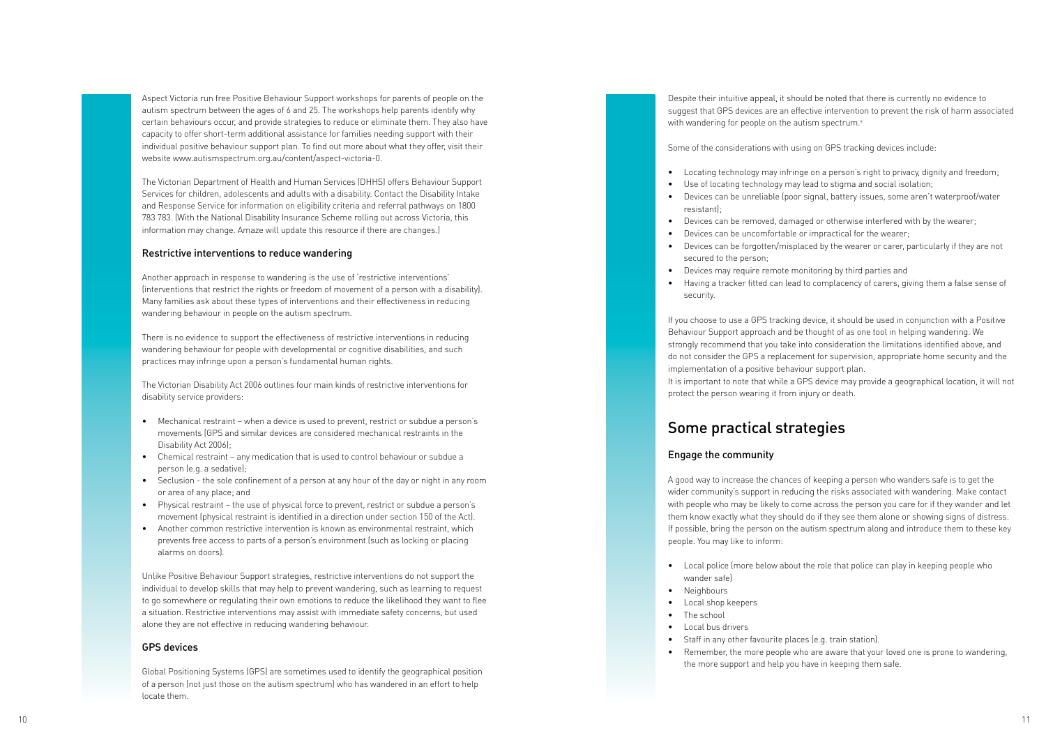Aspect Victoria run free Positive Behaviour Support workshops for parents of people on the autism spectrum between the ages of 6 and 25. The workshops help parents identify why certain behaviours occur, and provide strategies to reduce or eliminate them. They also have capacity to offer short-term additional assistance for families needing support with their individual positive behaviour support plan. To find out more about what they offer, visit their website www.autismspectrum.org.au/content/aspect-victoria-0.

The Victorian Department of Health and Human Services (DHHS) offers Behaviour Support Services for children, adolescents and adults with a disability. Contact the Disability Intake and Response Service for information on eligibility criteria and referral pathways on 1800 783 783. (With the National Disability Insurance Scheme rolling out across Victoria, this information may change. Amaze will update this resource if there are changes.)

### Restrictive interventions to reduce wandering

Another approach in response to wandering is the use of 'restrictive interventions' (interventions that restrict the rights or freedom of movement of a person with a disability). Many families ask about these types of interventions and their effectiveness in reducing wandering behaviour in people on the autism spectrum.

There is no evidence to support the effectiveness of restrictive interventions in reducing wandering behaviour for people with developmental or cognitive disabilities, and such practices may infringe upon a person's fundamental human rights.

The Victorian Disability Act 2006 outlines four main kinds of restrictive interventions for disability service providers:

- Mechanical restraint – when a device is used to prevent, restrict or subdue a person's movements (GPS and similar devices are considered mechanical restraints in the Disability Act 2006);
- Chemical restraint – any medication that is used to control behaviour or subdue a person (e.g. a sedative);
- Seclusion - the sole confinement of a person at any hour of the day or night in any room or area of any place; and
- Physical restraint – the use of physical force to prevent, restrict or subdue a person's movement (physical restraint is identified in a direction under section 150 of the Act).
- Another common restrictive intervention is known as environmental restraint, which prevents free access to parts of a person's environment (such as locking or placing alarms on doors).

Unlike Positive Behaviour Support strategies, restrictive interventions do not support the individual to develop skills that may help to prevent wandering, such as learning to request to go somewhere or regulating their own emotions to reduce the likelihood they want to flee a situation. Restrictive interventions may assist with immediate safety concerns, but used alone they are not effective in reducing wandering behaviour.

### GPS devices

Global Positioning Systems (GPS) are sometimes used to identify the geographical position of a person (not just those on the autism spectrum) who has wandered in an effort to help locate them.

Despite their intuitive appeal, it should be noted that there is currently no evidence to suggest that GPS devices are an effective intervention to prevent the risk of harm associated with wandering for people on the autism spectrum.[9]

Some of the considerations with using on GPS tracking devices include:

- Locating technology may infringe on a person's right to privacy, dignity and freedom;
- Use of locating technology may lead to stigma and social isolation;
- Devices can be unreliable (poor signal, battery issues, some aren't waterproof/water resistant);
- Devices can be removed, damaged or otherwise interfered with by the wearer;
- Devices can be uncomfortable or impractical for the wearer;
- Devices can be forgotten/misplaced by the wearer or carer, particularly if they are not secured to the person;
- Devices may require remote monitoring by third parties and
- Having a tracker fitted can lead to complacency of carers, giving them a false sense of security.

If you choose to use a GPS tracking device, it should be used in conjunction with a Positive Behaviour Support approach and be thought of as one tool in helping wandering. We strongly recommend that you take into consideration the limitations identified above, and do not consider the GPS a replacement for supervision, appropriate home security and the implementation of a positive behaviour support plan.
It is important to note that while a GPS device may provide a geographical location, it will not protect the person wearing it from injury or death.

## Some practical strategies

### Engage the community

A good way to increase the chances of keeping a person who wanders safe is to get the wider community's support in reducing the risks associated with wandering. Make contact with people who may be likely to come across the person you care for if they wander and let them know exactly what they should do if they see them alone or showing signs of distress. If possible, bring the person on the autism spectrum along and introduce them to these key people. You may like to inform:

- Local police (more below about the role that police can play in keeping people who wander safe)
- Neighbours
- Local shop keepers
- The school
- Local bus drivers
- Staff in any other favourite places (e.g. train station).
- Remember, the more people who are aware that your loved one is prone to wandering, the more support and help you have in keeping them safe.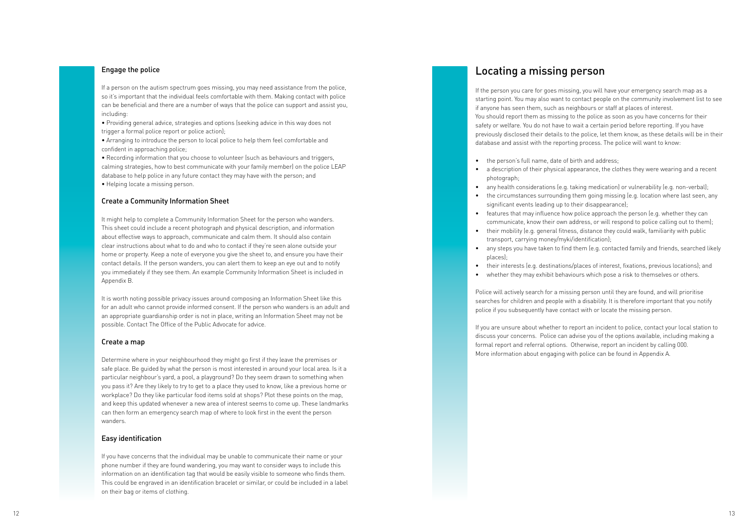## Engage the police

If a person on the autism spectrum goes missing, you may need assistance from the police, so it's important that the individual feels comfortable with them. Making contact with police can be beneficial and there are a number of ways that the police can support and assist you, including:

- Providing general advice, strategies and options (seeking advice in this way does not trigger a formal police report or police action);
- Arranging to introduce the person to local police to help them feel comfortable and confident in approaching police;
- Recording information that you choose to volunteer (such as behaviours and triggers, calming strategies, how to best communicate with your family member) on the police LEAP database to help police in any future contact they may have with the person; and
- Helping locate a missing person.

## Create a Community Information Sheet

It might help to complete a Community Information Sheet for the person who wanders. This sheet could include a recent photograph and physical description, and information about effective ways to approach, communicate and calm them. It should also contain clear instructions about what to do and who to contact if they're seen alone outside your home or property. Keep a note of everyone you give the sheet to, and ensure you have their contact details. If the person wanders, you can alert them to keep an eye out and to notify you immediately if they see them. An example Community Information Sheet is included in Appendix B.

It is worth noting possible privacy issues around composing an Information Sheet like this for an adult who cannot provide informed consent. If the person who wanders is an adult and an appropriate guardianship order is not in place, writing an Information Sheet may not be possible. Contact The Office of the Public Advocate for advice.

## Create a map

Determine where in your neighbourhood they might go first if they leave the premises or safe place. Be guided by what the person is most interested in around your local area. Is it a particular neighbour's yard, a pool, a playground? Do they seem drawn to something when you pass it? Are they likely to try to get to a place they used to know, like a previous home or workplace? Do they like particular food items sold at shops? Plot these points on the map, and keep this updated whenever a new area of interest seems to come up. These landmarks can then form an emergency search map of where to look first in the event the person wanders.

## Easy identification

If you have concerns that the individual may be unable to communicate their name or your phone number if they are found wandering, you may want to consider ways to include this information on an identification tag that would be easily visible to someone who finds them. This could be engraved in an identification bracelet or similar, or could be included in a label on their bag or items of clothing.

# Locating a missing person

If the person you care for goes missing, you will have your emergency search map as a starting point. You may also want to contact people on the community involvement list to see if anyone has seen them, such as neighbours or staff at places of interest.
You should report them as missing to the police as soon as you have concerns for their safety or welfare. You do not have to wait a certain period before reporting. If you have previously disclosed their details to the police, let them know, as these details will be in their database and assist with the reporting process. The police will want to know:

- the person's full name, date of birth and address;
- a description of their physical appearance, the clothes they were wearing and a recent photograph;
- any health considerations (e.g. taking medication) or vulnerability (e.g. non-verbal);
- the circumstances surrounding them going missing (e.g. location where last seen, any significant events leading up to their disappearance);
- features that may influence how police approach the person (e.g. whether they can communicate, know their own address, or will respond to police calling out to them);
- their mobility (e.g. general fitness, distance they could walk, familiarity with public transport, carrying money/myki/identification);
- any steps you have taken to find them (e.g. contacted family and friends, searched likely places);
- their interests (e.g. destinations/places of interest, fixations, previous locations); and
- whether they may exhibit behaviours which pose a risk to themselves or others.

Police will actively search for a missing person until they are found, and will prioritise searches for children and people with a disability. It is therefore important that you notify police if you subsequently have contact with or locate the missing person.

If you are unsure about whether to report an incident to police, contact your local station to discuss your concerns. Police can advise you of the options available, including making a formal report and referral options. Otherwise, report an incident by calling 000.
More information about engaging with police can be found in Appendix A.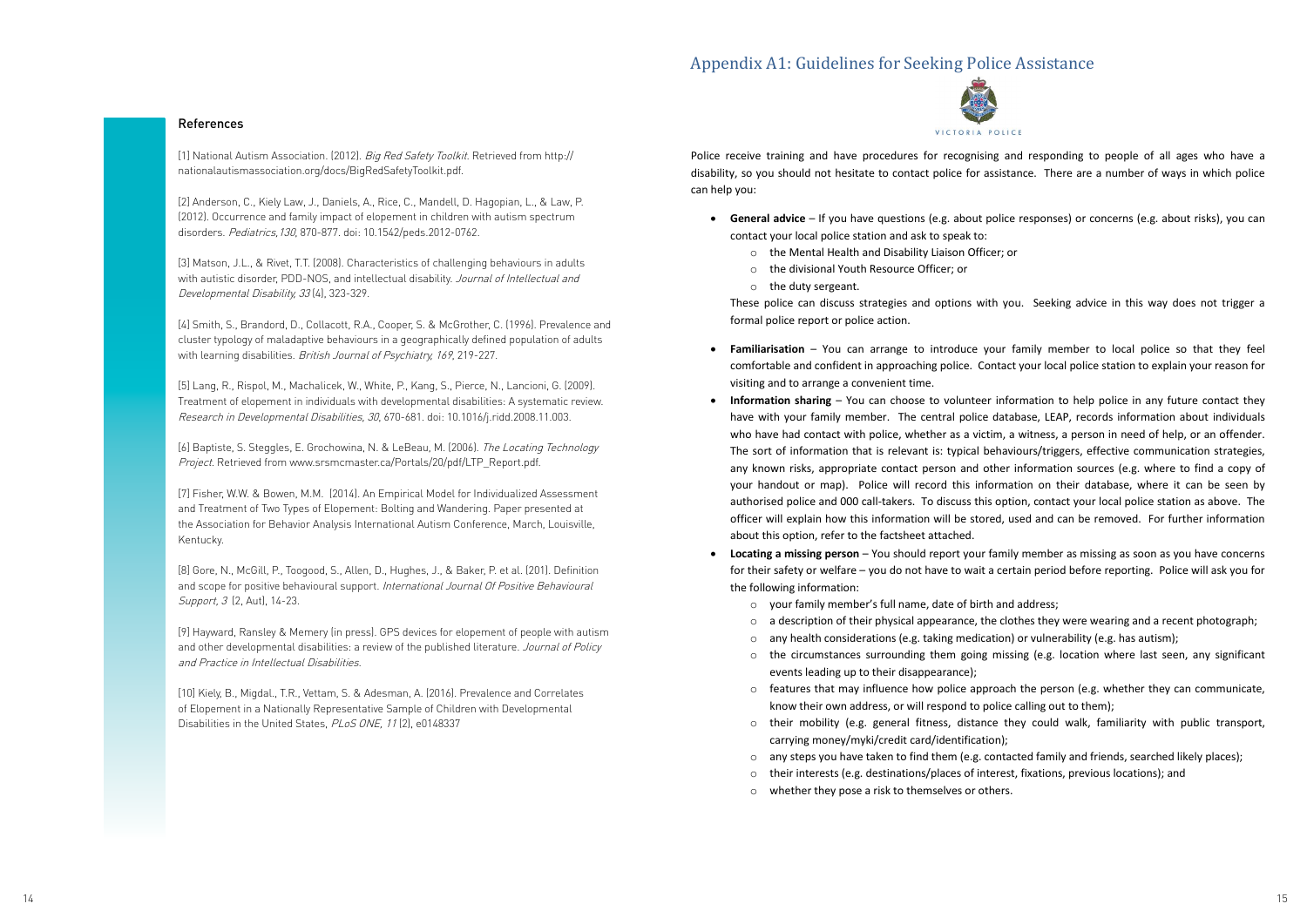## References

[1] National Autism Association. (2012). *Big Red Safety Toolkit*. Retrieved from http://nationalautismassociation.org/docs/BigRedSafetyToolkit.pdf.

[2] Anderson, C., Kiely Law, J., Daniels, A., Rice, C., Mandell, D. Hagopian, L., & Law, P. (2012). Occurrence and family impact of elopement in children with autism spectrum disorders. *Pediatrics*,*130*, 870-877. doi: 10.1542/peds.2012-0762.

[3] Matson, J.L., & Rivet, T.T. (2008). Characteristics of challenging behaviours in adults with autistic disorder, PDD-NOS, and intellectual disability. *Journal of Intellectual and Developmental Disability, 33* (4), 323-329.

[4] Smith, S., Brandord, D., Collacott, R.A., Cooper, S. & McGrother, C. (1996). Prevalence and cluster typology of maladaptive behaviours in a geographically defined population of adults with learning disabilities. *British Journal of Psychiatry, 169*, 219-227.

[5] Lang, R., Rispol, M., Machalicek, W., White, P., Kang, S., Pierce, N., Lancioni, G. (2009). Treatment of elopement in individuals with developmental disabilities: A systematic review. *Research in Developmental Disabilities, 30*, 670-681. doi: 10.1016/j.ridd.2008.11.003.

[6] Baptiste, S. Steggles, E. Grochowina, N. & LeBeau, M. (2006). *The Locating Technology Project*. Retrieved from www.srsmcmaster.ca/Portals/20/pdf/LTP_Report.pdf.

[7] Fisher, W.W. & Bowen, M.M. (2014). An Empirical Model for Individualized Assessment and Treatment of Two Types of Elopement: Bolting and Wandering. Paper presented at the Association for Behavior Analysis International Autism Conference, March, Louisville, Kentucky.

[8] Gore, N., McGill, P., Toogood, S., Allen, D., Hughes, J., & Baker, P. et al. (201). Definition and scope for positive behavioural support. *International Journal Of Positive Behavioural Support, 3* (2, Aut), 14-23.

[9] Hayward, Ransley & Memery (in press). GPS devices for elopement of people with autism and other developmental disabilities: a review of the published literature. *Journal of Policy and Practice in Intellectual Disabilities*.

[10] Kiely, B., Migdal., T.R., Vettam, S. & Adesman, A. (2016). Prevalence and Correlates of Elopement in a Nationally Representative Sample of Children with Developmental Disabilities in the United States, *PLoS ONE, 11* (2), e0148337

# Appendix A1: Guidelines for Seeking Police Assistance

VICTORIA POLICE

Police receive training and have procedures for recognising and responding to people of all ages who have a disability, so you should not hesitate to contact police for assistance. There are a number of ways in which police can help you:

- **General advice** – If you have questions (e.g. about police responses) or concerns (e.g. about risks), you can contact your local police station and ask to speak to:
  - the Mental Health and Disability Liaison Officer; or
  - the divisional Youth Resource Officer; or
  - the duty sergeant.

  These police can discuss strategies and options with you. Seeking advice in this way does not trigger a formal police report or police action.
- **Familiarisation** – You can arrange to introduce your family member to local police so that they feel comfortable and confident in approaching police. Contact your local police station to explain your reason for visiting and to arrange a convenient time.
- **Information sharing** – You can choose to volunteer information to help police in any future contact they have with your family member. The central police database, LEAP, records information about individuals who have had contact with police, whether as a victim, a witness, a person in need of help, or an offender. The sort of information that is relevant is: typical behaviours/triggers, effective communication strategies, any known risks, appropriate contact person and other information sources (e.g. where to find a copy of your handout or map). Police will record this information on their database, where it can be seen by authorised police and 000 call-takers. To discuss this option, contact your local police station as above. The officer will explain how this information will be stored, used and can be removed. For further information about this option, refer to the factsheet attached.
- **Locating a missing person** – You should report your family member as missing as soon as you have concerns for their safety or welfare – you do not have to wait a certain period before reporting. Police will ask you for the following information:
  - your family member's full name, date of birth and address;
  - a description of their physical appearance, the clothes they were wearing and a recent photograph;
  - any health considerations (e.g. taking medication) or vulnerability (e.g. has autism);
  - the circumstances surrounding them going missing (e.g. location where last seen, any significant events leading up to their disappearance);
  - features that may influence how police approach the person (e.g. whether they can communicate, know their own address, or will respond to police calling out to them);
  - their mobility (e.g. general fitness, distance they could walk, familiarity with public transport, carrying money/myki/credit card/identification);
  - any steps you have taken to find them (e.g. contacted family and friends, searched likely places);
  - their interests (e.g. destinations/places of interest, fixations, previous locations); and
  - whether they pose a risk to themselves or others.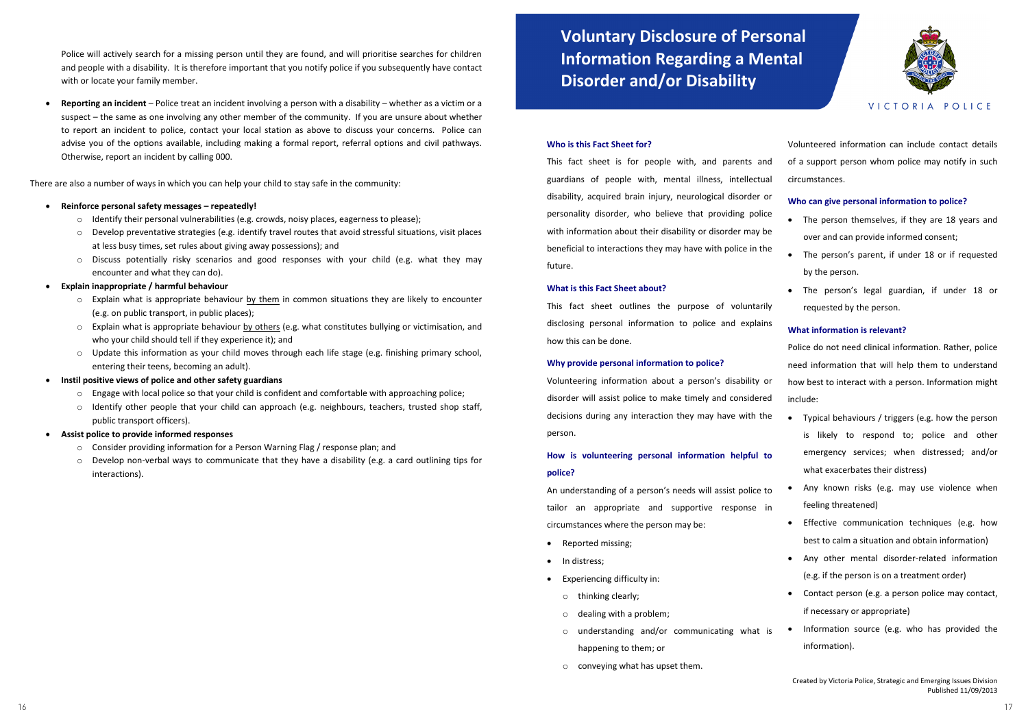Police will actively search for a missing person until they are found, and will prioritise searches for children and people with a disability. It is therefore important that you notify police if you subsequently have contact with or locate your family member.

- **Reporting an incident** – Police treat an incident involving a person with a disability – whether as a victim or a suspect – the same as one involving any other member of the community. If you are unsure about whether to report an incident to police, contact your local station as above to discuss your concerns. Police can advise you of the options available, including making a formal report, referral options and civil pathways. Otherwise, report an incident by calling 000.

There are also a number of ways in which you can help your child to stay safe in the community:

- **Reinforce personal safety messages – repeatedly!**
    - Identify their personal vulnerabilities (e.g. crowds, noisy places, eagerness to please);
    - Develop preventative strategies (e.g. identify travel routes that avoid stressful situations, visit places at less busy times, set rules about giving away possessions); and
    - Discuss potentially risky scenarios and good responses with your child (e.g. what they may encounter and what they can do).
- **Explain inappropriate / harmful behaviour**
    - Explain what is appropriate behaviour by them in common situations they are likely to encounter (e.g. on public transport, in public places);
    - Explain what is appropriate behaviour by others (e.g. what constitutes bullying or victimisation, and who your child should tell if they experience it); and
    - Update this information as your child moves through each life stage (e.g. finishing primary school, entering their teens, becoming an adult).
- **Instil positive views of police and other safety guardians**
    - Engage with local police so that your child is confident and comfortable with approaching police;
    - Identify other people that your child can approach (e.g. neighbours, teachers, trusted shop staff, public transport officers).
- **Assist police to provide informed responses**
    - Consider providing information for a Person Warning Flag / response plan; and
    - Develop non-verbal ways to communicate that they have a disability (e.g. a card outlining tips for interactions).

# Voluntary Disclosure of Personal Information Regarding a Mental Disorder and/or Disability

VICTORIA POLICE

### Who is this Fact Sheet for?

This fact sheet is for people with, and parents and guardians of people with, mental illness, intellectual disability, acquired brain injury, neurological disorder or personality disorder, who believe that providing police with information about their disability or disorder may be beneficial to interactions they may have with police in the future.

### What is this Fact Sheet about?

This fact sheet outlines the purpose of voluntarily disclosing personal information to police and explains how this can be done.

### Why provide personal information to police?

Volunteering information about a person's disability or disorder will assist police to make timely and considered decisions during any interaction they may have with the person.

### How is volunteering personal information helpful to police?

An understanding of a person's needs will assist police to tailor an appropriate and supportive response in circumstances where the person may be:

- Reported missing;
- In distress;
- Experiencing difficulty in:
    - thinking clearly;
    - dealing with a problem;
    - understanding and/or communicating what is happening to them; or
    - conveying what has upset them.

Volunteered information can include contact details of a support person whom police may notify in such circumstances.

### Who can give personal information to police?

- The person themselves, if they are 18 years and over and can provide informed consent;
- The person's parent, if under 18 or if requested by the person.
- The person's legal guardian, if under 18 or requested by the person.

### What information is relevant?

Police do not need clinical information. Rather, police need information that will help them to understand how best to interact with a person. Information might include:

- Typical behaviours / triggers (e.g. how the person is likely to respond to; police and other emergency services; when distressed; and/or what exacerbates their distress)
- Any known risks (e.g. may use violence when feeling threatened)
- Effective communication techniques (e.g. how best to calm a situation and obtain information)
- Any other mental disorder-related information (e.g. if the person is on a treatment order)
- Contact person (e.g. a person police may contact, if necessary or appropriate)
- Information source (e.g. who has provided the information).

Created by Victoria Police, Strategic and Emerging Issues Division
Published 11/09/2013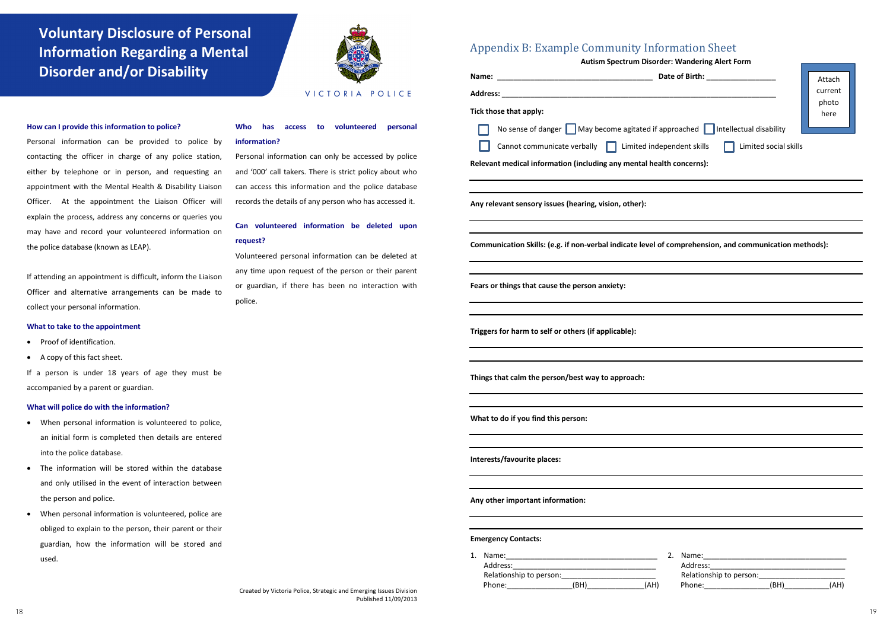# Voluntary Disclosure of Personal Information Regarding a Mental Disorder and/or Disability

VICTORIA POLICE

### How can I provide this information to police?

Personal information can be provided to police by contacting the officer in charge of any police station, either by telephone or in person, and requesting an appointment with the Mental Health & Disability Liaison Officer. At the appointment the Liaison Officer will explain the process, address any concerns or queries you may have and record your volunteered information on the police database (known as LEAP).

If attending an appointment is difficult, inform the Liaison Officer and alternative arrangements can be made to collect your personal information.

### What to take to the appointment

- Proof of identification.
- A copy of this fact sheet.

If a person is under 18 years of age they must be accompanied by a parent or guardian.

### What will police do with the information?

- When personal information is volunteered to police, an initial form is completed then details are entered into the police database.
- The information will be stored within the database and only utilised in the event of interaction between the person and police.
- When personal information is volunteered, police are obliged to explain to the person, their parent or their guardian, how the information will be stored and used.

### Who has access to volunteered personal information?

Personal information can only be accessed by police and '000' call takers. There is strict policy about who can access this information and the police database records the details of any person who has accessed it.

### Can volunteered information be deleted upon request?

Volunteered personal information can be deleted at any time upon request of the person or their parent or guardian, if there has been no interaction with police.

Created by Victoria Police, Strategic and Emerging Issues Division
Published 11/09/2013

## Appendix B: Example Community Information Sheet

**Autism Spectrum Disorder: Wandering Alert Form**

Attach current photo here

**Name:** ____________________ **Date of Birth:** ____________

**Address:** ________________________________________

**Tick those that apply:**

- ☐ No sense of danger
- ☐ May become agitated if approached
- ☐ Intellectual disability
- ☐ Cannot communicate verbally
- ☐ Limited independent skills
- ☐ Limited social skills

**Relevant medical information (including any mental health concerns):**

________________________________________

________________________________________

**Any relevant sensory issues (hearing, vision, other):**

________________________________________

________________________________________

**Communication Skills: (e.g. if non-verbal indicate level of comprehension, and communication methods):**

________________________________________

________________________________________

**Fears or things that cause the person anxiety:**

________________________________________

________________________________________

**Triggers for harm to self or others (if applicable):**

________________________________________

________________________________________

**Things that calm the person/best way to approach:**

________________________________________

________________________________________

**What to do if you find this person:**

________________________________________

________________________________________

**Interests/favourite places:**

________________________________________

________________________________________

**Any other important information:**

________________________________________

________________________________________

**Emergency Contacts:**

1. Name: ____________________
   Address: ____________________
   Relationship to person: ____________________
   Phone: __________(BH)__________(AH)

2. Name: ____________________
   Address: ____________________
   Relationship to person: ____________________
   Phone: __________(BH)__________(AH)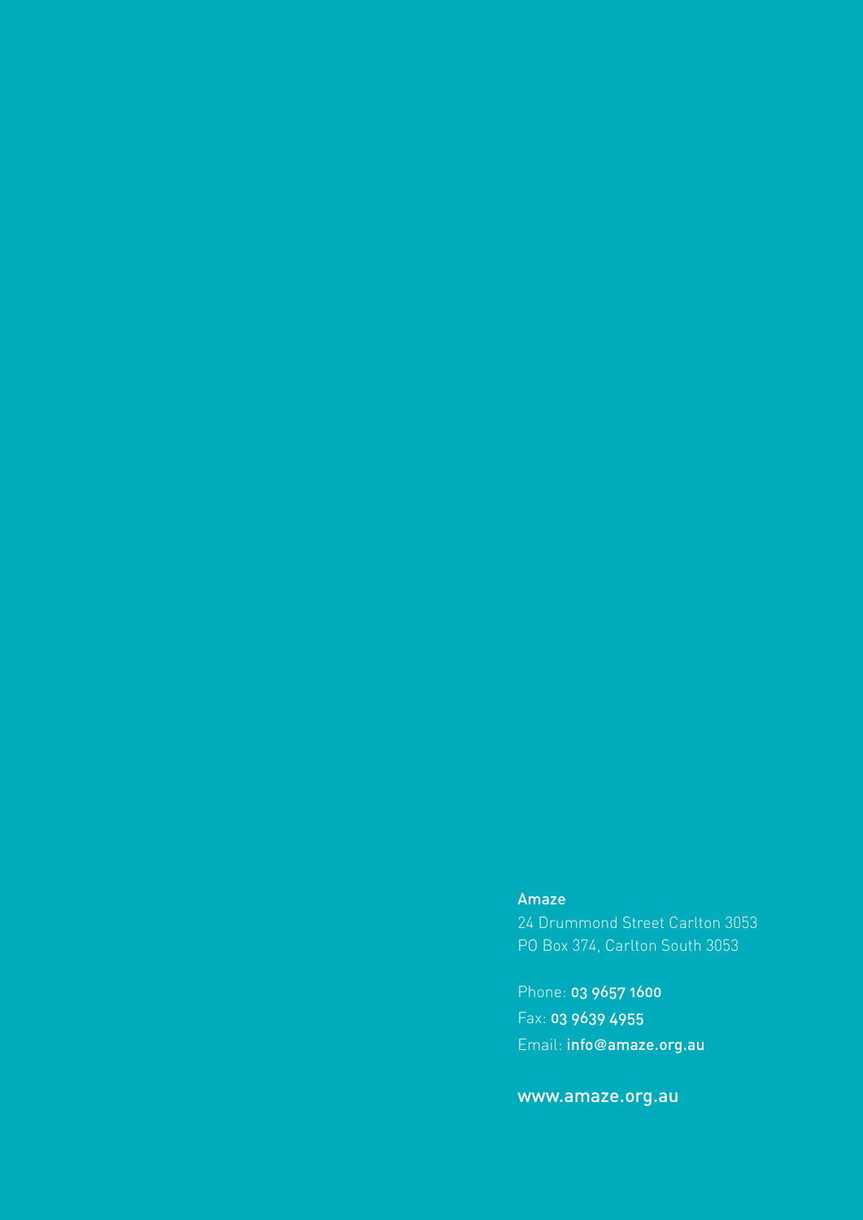**Amaze**

24 Drummond Street Carlton 3053
PO Box 374, Carlton South 3053

Phone: **03 9657 1600**
Fax: **03 9639 4955**
Email: **info@amaze.org.au**

www.amaze.org.au